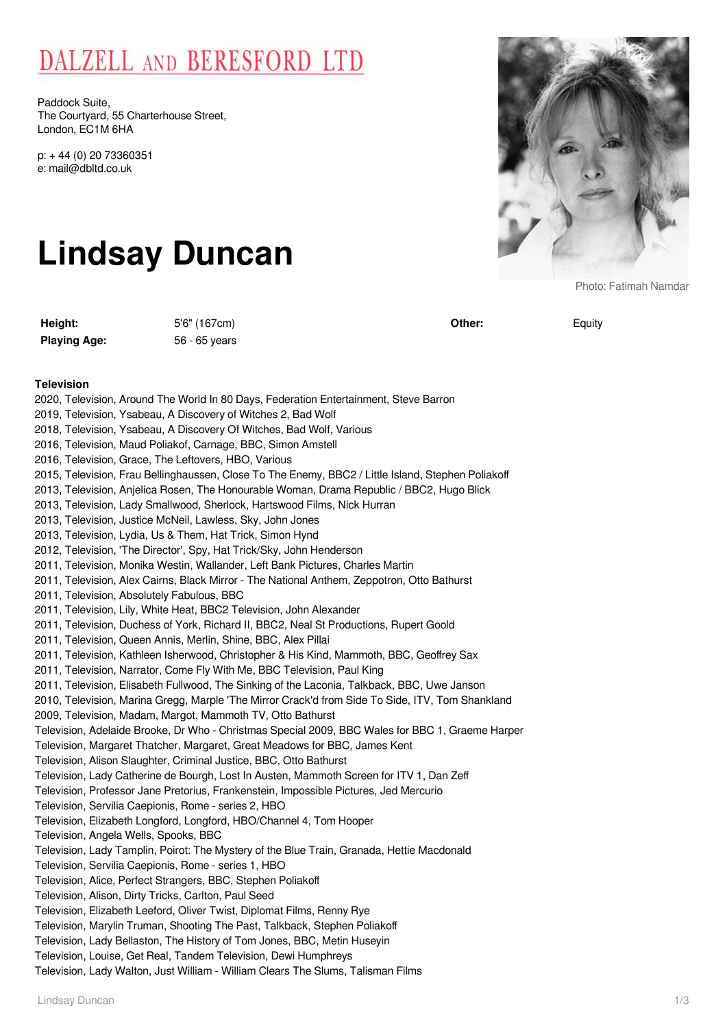DALZELL AND BERESFORD LTD

Paddock Suite,
The Courtyard, 55 Charterhouse Street,
London, EC1M 6HA

p: + 44 (0) 20 73360351
e: mail@dbltd.co.uk

# Lindsay Duncan

Photo: Fatimah Namdar

| | | | |
|---|---|---|---|
| **Height:** | 5'6" (167cm) | **Other:** | Equity |
| **Playing Age:** | 56 - 65 years | | |

**Television**

2020, Television, Around The World In 80 Days, Federation Entertainment, Steve Barron
2019, Television, Ysabeau, A Discovery of Witches 2, Bad Wolf
2018, Television, Ysabeau, A Discovery Of Witches, Bad Wolf, Various
2016, Television, Maud Poliakof, Carnage, BBC, Simon Amstell
2016, Television, Grace, The Leftovers, HBO, Various
2015, Television, Frau Bellinghausen, Close To The Enemy, BBC2 / Little Island, Stephen Poliakoff
2013, Television, Anjelica Rosen, The Honourable Woman, Drama Republic / BBC2, Hugo Blick
2013, Television, Lady Smallwood, Sherlock, Hartswood Films, Nick Hurran
2013, Television, Justice McNeil, Lawless, Sky, John Jones
2013, Television, Lydia, Us & Them, Hat Trick, Simon Hynd
2012, Television, 'The Director', Spy, Hat Trick/Sky, John Henderson
2011, Television, Monika Westin, Wallander, Left Bank Pictures, Charles Martin
2011, Television, Alex Cairns, Black Mirror - The National Anthem, Zeppotron, Otto Bathurst
2011, Television, Absolutely Fabulous, BBC
2011, Television, Lily, White Heat, BBC2 Television, John Alexander
2011, Television, Duchess of York, Richard II, BBC2, Neal St Productions, Rupert Goold
2011, Television, Queen Annis, Merlin, Shine, BBC, Alex Pillai
2011, Television, Kathleen Isherwood, Christopher & His Kind, Mammoth, BBC, Geoffrey Sax
2011, Television, Narrator, Come Fly With Me, BBC Television, Paul King
2011, Television, Elisabeth Fullwood, The Sinking of the Laconia, Talkback, BBC, Uwe Janson
2010, Television, Marina Gregg, Marple 'The Mirror Crack'd from Side To Side, ITV, Tom Shankland
2009, Television, Madam, Margot, Mammoth TV, Otto Bathurst
Television, Adelaide Brooke, Dr Who - Christmas Special 2009, BBC Wales for BBC 1, Graeme Harper
Television, Margaret Thatcher, Margaret, Great Meadows for BBC, James Kent
Television, Alison Slaughter, Criminal Justice, BBC, Otto Bathurst
Television, Lady Catherine de Bourgh, Lost In Austen, Mammoth Screen for ITV 1, Dan Zeff
Television, Professor Jane Pretorius, Frankenstein, Impossible Pictures, Jed Mercurio
Television, Servilia Caepionis, Rome - series 2, HBO
Television, Elizabeth Longford, Longford, HBO/Channel 4, Tom Hooper
Television, Angela Wells, Spooks, BBC
Television, Lady Tamplin, Poirot: The Mystery of the Blue Train, Granada, Hettie Macdonald
Television, Servilia Caepionis, Rome - series 1, HBO
Television, Alice, Perfect Strangers, BBC, Stephen Poliakoff
Television, Alison, Dirty Tricks, Carlton, Paul Seed
Television, Elizabeth Leeford, Oliver Twist, Diplomat Films, Renny Rye
Television, Marylin Truman, Shooting The Past, Talkback, Stephen Poliakoff
Television, Lady Bellaston, The History of Tom Jones, BBC, Metin Huseyin
Television, Louise, Get Real, Tandem Television, Dewi Humphreys
Television, Lady Walton, Just William - William Clears The Slums, Talisman Films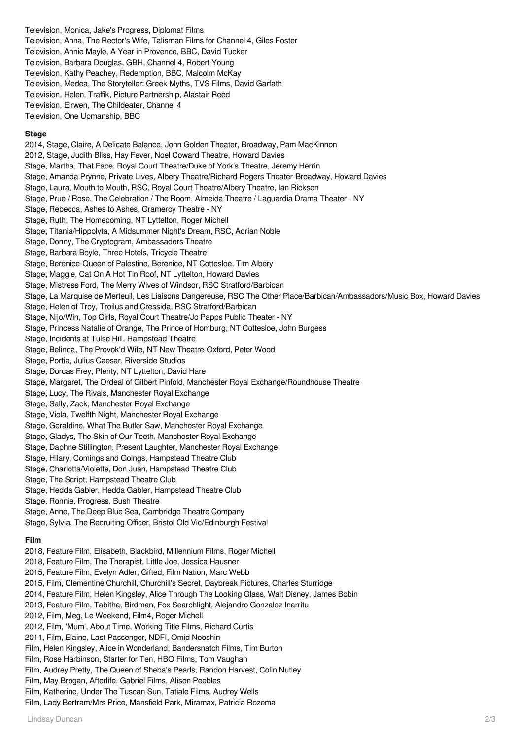Television, Monica, Jake's Progress, Diplomat Films
Television, Anna, The Rector's Wife, Talisman Films for Channel 4, Giles Foster
Television, Annie Mayle, A Year in Provence, BBC, David Tucker
Television, Barbara Douglas, GBH, Channel 4, Robert Young
Television, Kathy Peachey, Redemption, BBC, Malcolm McKay
Television, Medea, The Storyteller: Greek Myths, TVS Films, David Garfath
Television, Helen, Traffik, Picture Partnership, Alastair Reed
Television, Eirwen, The Childeater, Channel 4
Television, One Upmanship, BBC

**Stage**

2014, Stage, Claire, A Delicate Balance, John Golden Theater, Broadway, Pam MacKinnon
2012, Stage, Judith Bliss, Hay Fever, Noel Coward Theatre, Howard Davies
Stage, Martha, That Face, Royal Court Theatre/Duke of York's Theatre, Jeremy Herrin
Stage, Amanda Prynne, Private Lives, Albery Theatre/Richard Rogers Theater-Broadway, Howard Davies
Stage, Laura, Mouth to Mouth, RSC, Royal Court Theatre/Albery Theatre, Ian Rickson
Stage, Prue / Rose, The Celebration / The Room, Almeida Theatre / Laguardia Drama Theater - NY
Stage, Rebecca, Ashes to Ashes, Gramercy Theatre - NY
Stage, Ruth, The Homecoming, NT Lyttelton, Roger Michell
Stage, Titania/Hippolyta, A Midsummer Night's Dream, RSC, Adrian Noble
Stage, Donny, The Cryptogram, Ambassadors Theatre
Stage, Barbara Boyle, Three Hotels, Tricycle Theatre
Stage, Berenice-Queen of Palestine, Berenice, NT Cottesloe, Tim Albery
Stage, Maggie, Cat On A Hot Tin Roof, NT Lyttelton, Howard Davies
Stage, Mistress Ford, The Merry Wives of Windsor, RSC Stratford/Barbican
Stage, La Marquise de Merteuil, Les Liaisons Dangereuse, RSC The Other Place/Barbican/Ambassadors/Music Box, Howard Davies
Stage, Helen of Troy, Troilus and Cressida, RSC Stratford/Barbican
Stage, Nijo/Win, Top Girls, Royal Court Theatre/Jo Papps Public Theater - NY
Stage, Princess Natalie of Orange, The Prince of Homburg, NT Cottesloe, John Burgess
Stage, Incidents at Tulse Hill, Hampstead Theatre
Stage, Belinda, The Provok'd Wife, NT New Theatre-Oxford, Peter Wood
Stage, Portia, Julius Caesar, Riverside Studios
Stage, Dorcas Frey, Plenty, NT Lyttelton, David Hare
Stage, Margaret, The Ordeal of Gilbert Pinfold, Manchester Royal Exchange/Roundhouse Theatre
Stage, Lucy, The Rivals, Manchester Royal Exchange
Stage, Sally, Zack, Manchester Royal Exchange
Stage, Viola, Twelfth Night, Manchester Royal Exchange
Stage, Geraldine, What The Butler Saw, Manchester Royal Exchange
Stage, Gladys, The Skin of Our Teeth, Manchester Royal Exchange
Stage, Daphne Stillington, Present Laughter, Manchester Royal Exchange
Stage, Hilary, Comings and Goings, Hampstead Theatre Club
Stage, Charlotta/Violette, Don Juan, Hampstead Theatre Club
Stage, The Script, Hampstead Theatre Club
Stage, Hedda Gabler, Hedda Gabler, Hampstead Theatre Club
Stage, Ronnie, Progress, Bush Theatre
Stage, Anne, The Deep Blue Sea, Cambridge Theatre Company
Stage, Sylvia, The Recruiting Officer, Bristol Old Vic/Edinburgh Festival

**Film**

2018, Feature Film, Elisabeth, Blackbird, Millennium Films, Roger Michell
2018, Feature Film, The Therapist, Little Joe, Jessica Hausner
2015, Feature Film, Evelyn Adler, Gifted, Film Nation, Marc Webb
2015, Film, Clementine Churchill, Churchill's Secret, Daybreak Pictures, Charles Sturridge
2014, Feature Film, Helen Kingsley, Alice Through The Looking Glass, Walt Disney, James Bobin
2013, Feature Film, Tabitha, Birdman, Fox Searchlight, Alejandro Gonzalez Inarritu
2012, Film, Meg, Le Weekend, Film4, Roger Michell
2012, Film, 'Mum', About Time, Working Title Films, Richard Curtis
2011, Film, Elaine, Last Passenger, NDFI, Omid Nooshin
Film, Helen Kingsley, Alice in Wonderland, Bandersnatch Films, Tim Burton
Film, Rose Harbinson, Starter for Ten, HBO Films, Tom Vaughan
Film, Audrey Pretty, The Queen of Sheba's Pearls, Randon Harvest, Colin Nutley
Film, May Brogan, Afterlife, Gabriel Films, Alison Peebles
Film, Katherine, Under The Tuscan Sun, Tatiale Films, Audrey Wells
Film, Lady Bertram/Mrs Price, Mansfield Park, Miramax, Patricia Rozema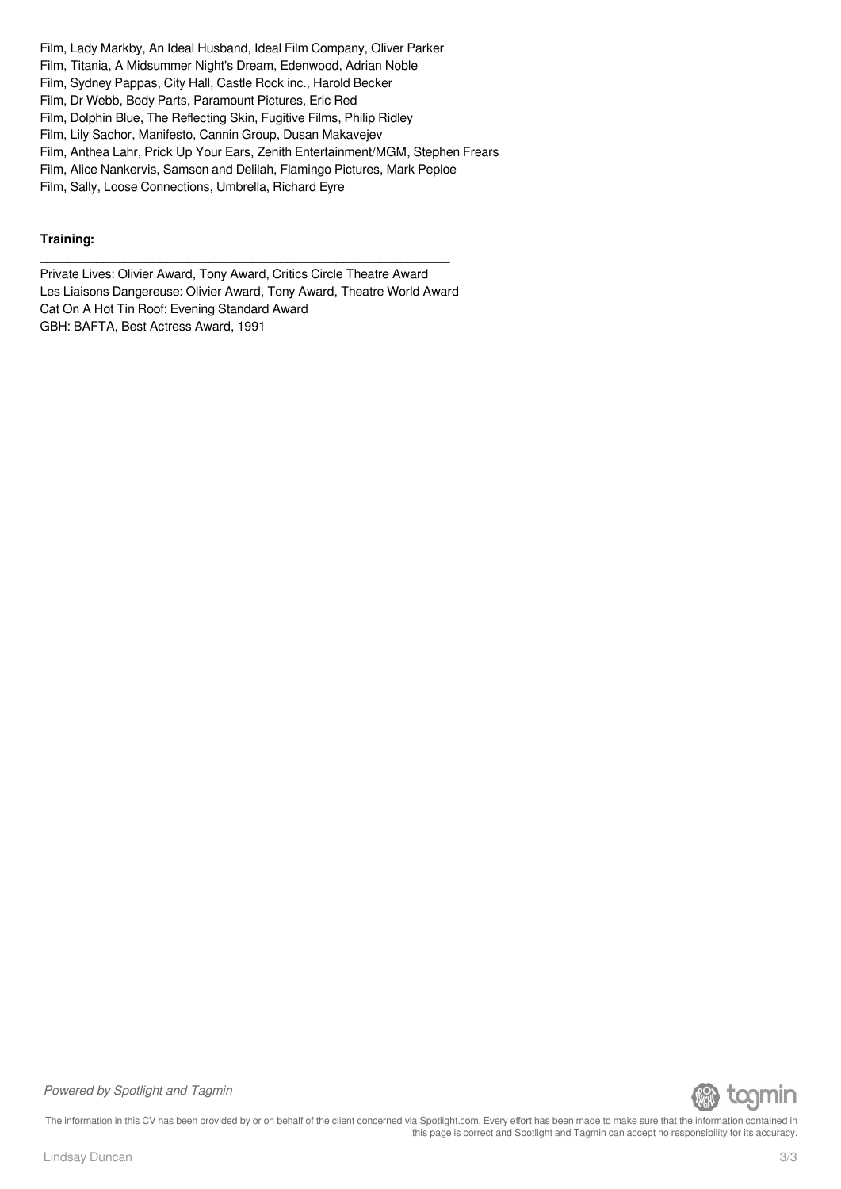Film, Lady Markby, An Ideal Husband, Ideal Film Company, Oliver Parker
Film, Titania, A Midsummer Night's Dream, Edenwood, Adrian Noble
Film, Sydney Pappas, City Hall, Castle Rock inc., Harold Becker
Film, Dr Webb, Body Parts, Paramount Pictures, Eric Red
Film, Dolphin Blue, The Reflecting Skin, Fugitive Films, Philip Ridley
Film, Lily Sachor, Manifesto, Cannin Group, Dusan Makavejev
Film, Anthea Lahr, Prick Up Your Ears, Zenith Entertainment/MGM, Stephen Frears
Film, Alice Nankervis, Samson and Delilah, Flamingo Pictures, Mark Peploe
Film, Sally, Loose Connections, Umbrella, Richard Eyre

**Training:**

---

Private Lives: Olivier Award, Tony Award, Critics Circle Theatre Award
Les Liaisons Dangereuse: Olivier Award, Tony Award, Theatre World Award
Cat On A Hot Tin Roof: Evening Standard Award
GBH: BAFTA, Best Actress Award, 1991

*Powered by Spotlight and Tagmin*

The information in this CV has been provided by or on behalf of the client concerned via Spotlight.com. Every effort has been made to make sure that the information contained in this page is correct and Spotlight and Tagmin can accept no responsibility for its accuracy.